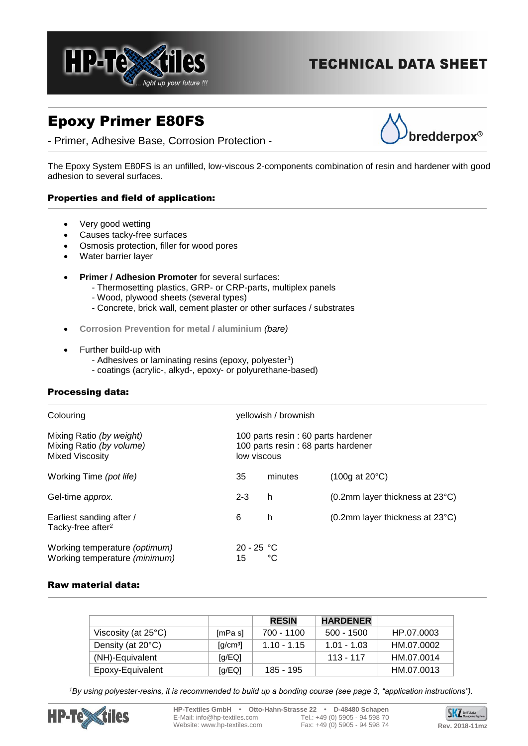# Epoxy Primer E80FS

- Primer, Adhesive Base, Corrosion Protection -

The Epoxy System E80FS is an unfilled, low-viscous 2-components combination of resin and hardener with good adhesion to several surfaces.

## Properties and field of application:

- Very good wetting
- Causes tacky-free surfaces
- Osmosis protection, filler for wood pores
- Water barrier layer

- **Primer / Adhesion Promoter** for several surfaces:
  - Thermosetting plastics, GRP- or CRP-parts, multiplex panels
  - Wood, plywood sheets (several types)
  - Concrete, brick wall, cement plaster or other surfaces / substrates

- **Corrosion Prevention for metal / aluminium** *(bare)*

- Further build-up with
  - Adhesives or laminating resins (epoxy, polyester[1])
  - coatings (acrylic-, alkyd-, epoxy- or polyurethane-based)

## Processing data:

| | | | |
|---|---|---|---|
| Colouring | yellowish / brownish | | |
| Mixing Ratio *(by weight)* | 100 parts resin : 60 parts hardener | | |
| Mixing Ratio *(by volume)* | 100 parts resin : 68 parts hardener | | |
| Mixed Viscosity | low viscous | | |
| Working Time *(pot life)* | 35 | minutes | (100g at 20°C) |
| Gel-time *approx.* | 2-3 | h | (0.2mm layer thickness at 23°C) |
| Earliest sanding after / Tacky-free after[2] | 6 | h | (0.2mm layer thickness at 23°C) |
| Working temperature *(optimum)* | 20 - 25 | °C | |
| Working temperature *(minimum)* | 15 | °C | |

## Raw material data:

| | | RESIN | HARDENER | |
|---|---|---|---|---|
| Viscosity (at 25°C) | [mPa s] | 700 - 1100 | 500 - 1500 | HP.07.0003 |
| Density (at 20°C) | [g/cm³] | 1.10 - 1.15 | 1.01 - 1.03 | HM.07.0002 |
| (NH)-Equivalent | [g/EQ] | | 113 - 117 | HM.07.0014 |
| Epoxy-Equivalent | [g/EQ] | 185 - 195 | | HM.07.0013 |

*[1]By using polyester-resins, it is recommended to build up a bonding course (see page 3, "application instructions").*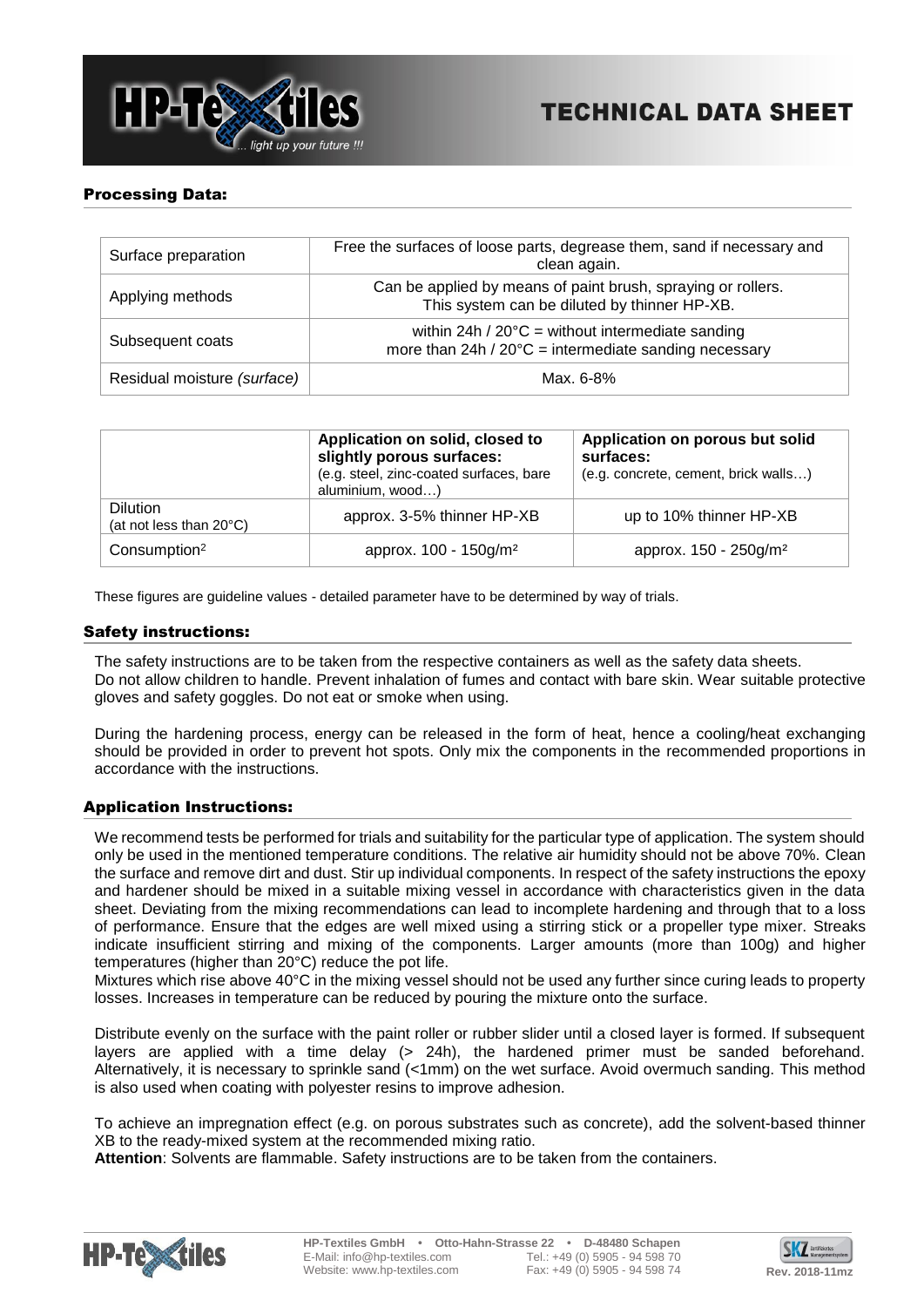## Processing Data:

| Surface preparation | Free the surfaces of loose parts, degrease them, sand if necessary and clean again. |
|---|---|
| Applying methods | Can be applied by means of paint brush, spraying or rollers. This system can be diluted by thinner HP-XB. |
| Subsequent coats | within 24h / 20°C = without intermediate sanding<br>more than 24h / 20°C = intermediate sanding necessary |
| Residual moisture *(surface)* | Max. 6-8% |

| | **Application on solid, closed to slightly porous surfaces:** (e.g. steel, zinc-coated surfaces, bare aluminium, wood…) | **Application on porous but solid surfaces:** (e.g. concrete, cement, brick walls…) |
|---|---|---|
| Dilution (at not less than 20°C) | approx. 3-5% thinner HP-XB | up to 10% thinner HP-XB |
| Consumption² | approx. 100 - 150g/m² | approx. 150 - 250g/m² |

These figures are guideline values - detailed parameter have to be determined by way of trials.

## Safety instructions:

The safety instructions are to be taken from the respective containers as well as the safety data sheets. Do not allow children to handle. Prevent inhalation of fumes and contact with bare skin. Wear suitable protective gloves and safety goggles. Do not eat or smoke when using.

During the hardening process, energy can be released in the form of heat, hence a cooling/heat exchanging should be provided in order to prevent hot spots. Only mix the components in the recommended proportions in accordance with the instructions.

## Application Instructions:

We recommend tests be performed for trials and suitability for the particular type of application. The system should only be used in the mentioned temperature conditions. The relative air humidity should not be above 70%. Clean the surface and remove dirt and dust. Stir up individual components. In respect of the safety instructions the epoxy and hardener should be mixed in a suitable mixing vessel in accordance with characteristics given in the data sheet. Deviating from the mixing recommendations can lead to incomplete hardening and through that to a loss of performance. Ensure that the edges are well mixed using a stirring stick or a propeller type mixer. Streaks indicate insufficient stirring and mixing of the components. Larger amounts (more than 100g) and higher temperatures (higher than 20°C) reduce the pot life.
Mixtures which rise above 40°C in the mixing vessel should not be used any further since curing leads to property losses. Increases in temperature can be reduced by pouring the mixture onto the surface.

Distribute evenly on the surface with the paint roller or rubber slider until a closed layer is formed. If subsequent layers are applied with a time delay (> 24h), the hardened primer must be sanded beforehand. Alternatively, it is necessary to sprinkle sand (<1mm) on the wet surface. Avoid overmuch sanding. This method is also used when coating with polyester resins to improve adhesion.

To achieve an impregnation effect (e.g. on porous substrates such as concrete), add the solvent-based thinner XB to the ready-mixed system at the recommended mixing ratio.
**Attention**: Solvents are flammable. Safety instructions are to be taken from the containers.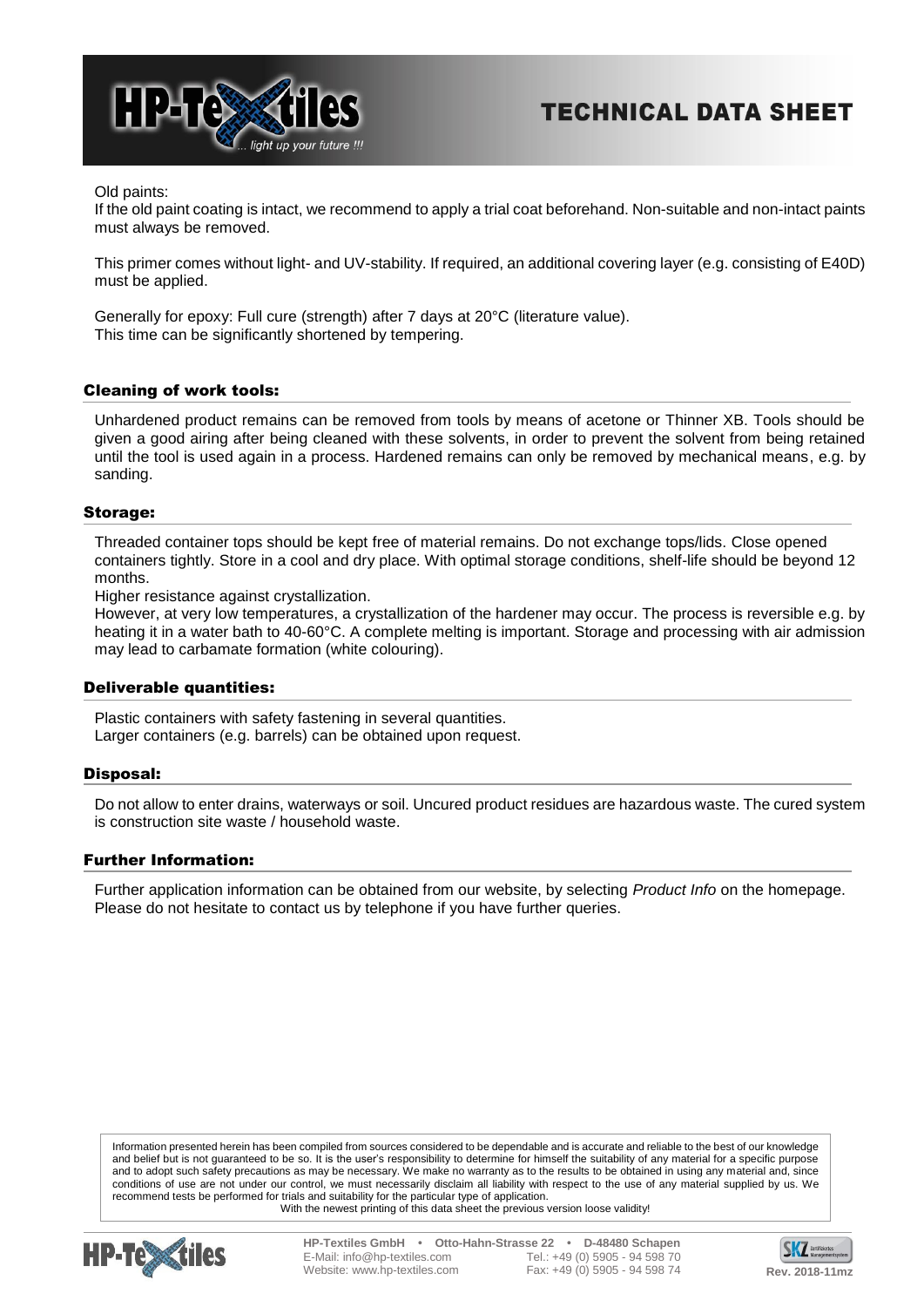Old paints:
If the old paint coating is intact, we recommend to apply a trial coat beforehand. Non-suitable and non-intact paints must always be removed.

This primer comes without light- and UV-stability. If required, an additional covering layer (e.g. consisting of E40D) must be applied.

Generally for epoxy: Full cure (strength) after 7 days at 20°C (literature value).
This time can be significantly shortened by tempering.

## Cleaning of work tools:

Unhardened product remains can be removed from tools by means of acetone or Thinner XB. Tools should be given a good airing after being cleaned with these solvents, in order to prevent the solvent from being retained until the tool is used again in a process. Hardened remains can only be removed by mechanical means, e.g. by sanding.

## Storage:

Threaded container tops should be kept free of material remains. Do not exchange tops/lids. Close opened containers tightly. Store in a cool and dry place. With optimal storage conditions, shelf-life should be beyond 12 months.
Higher resistance against crystallization.
However, at very low temperatures, a crystallization of the hardener may occur. The process is reversible e.g. by heating it in a water bath to 40-60°C. A complete melting is important. Storage and processing with air admission may lead to carbamate formation (white colouring).

## Deliverable quantities:

Plastic containers with safety fastening in several quantities.
Larger containers (e.g. barrels) can be obtained upon request.

## Disposal:

Do not allow to enter drains, waterways or soil. Uncured product residues are hazardous waste. The cured system is construction site waste / household waste.

## Further Information:

Further application information can be obtained from our website, by selecting *Product Info* on the homepage. Please do not hesitate to contact us by telephone if you have further queries.

Information presented herein has been compiled from sources considered to be dependable and is accurate and reliable to the best of our knowledge and belief but is not guaranteed to be so. It is the user's responsibility to determine for himself the suitability of any material for a specific purpose and to adopt such safety precautions as may be necessary. We make no warranty as to the results to be obtained in using any material and, since conditions of use are not under our control, we must necessarily disclaim all liability with respect to the use of any material supplied by us. We recommend tests be performed for trials and suitability for the particular type of application.
With the newest printing of this data sheet the previous version loose validity!

**HP-Textiles GmbH • Otto-Hahn-Strasse 22 • D-48480 Schapen**
E-Mail: info@hp-textiles.com Tel.: +49 (0) 5905 - 94 598 70
Website: www.hp-textiles.com Fax: +49 (0) 5905 - 94 598 74

Rev. 2018-11mz